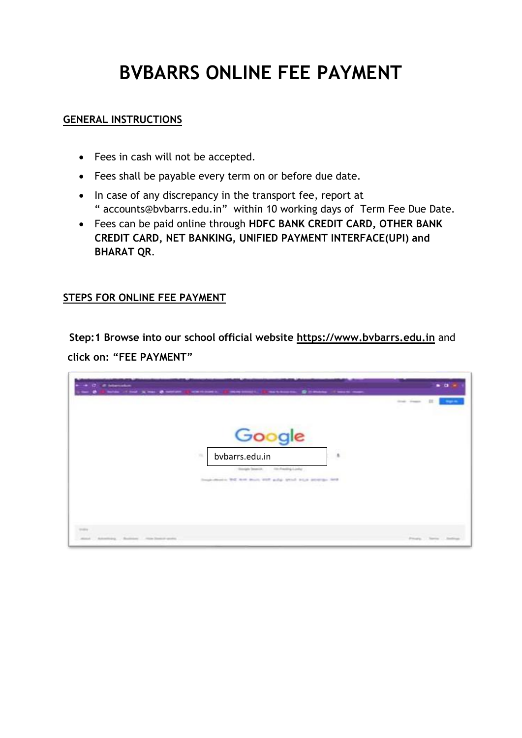# BVBARRS ONLINE FEE PAYMENT

## GENERAL INSTRUCTIONS

- Fees in cash will not be accepted.
- Fees shall be payable every term on or before due date.
- In case of any discrepancy in the transport fee, report at " accounts@bvbarrs.edu.in" within 10 working days of Term Fee Due Date.
- Fees can be paid online through **HDFC BANK CREDIT CARD, OTHER BANK CREDIT CARD, NET BANKING, UNIFIED PAYMENT INTERFACE(UPI) and BHARAT QR**.

## STEPS FOR ONLINE FEE PAYMENT

**Step:1 Browse into our school official website** https://www.bvbarrs.edu.in and **click on: "FEE PAYMENT"**

bvbarrs.edu.in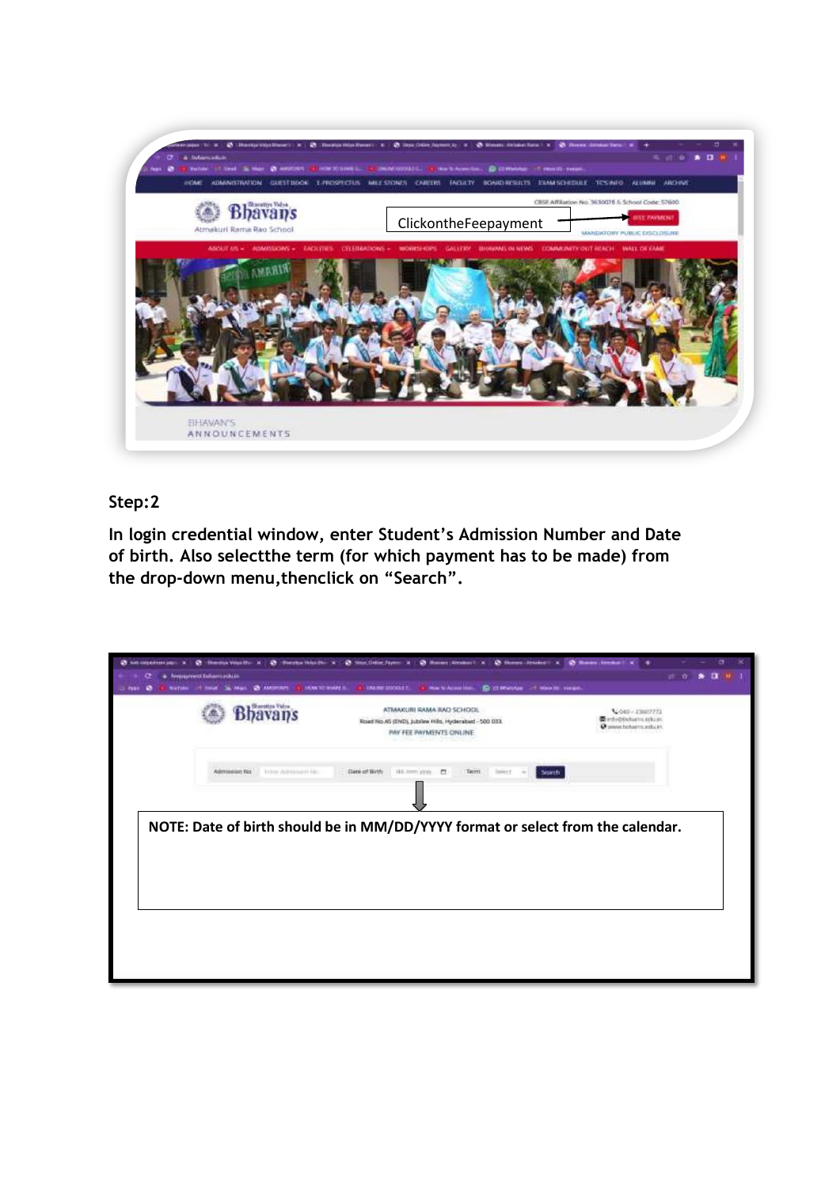ClickontheFeepayment

Step:2

**In login credential window, enter Student's Admission Number and Date of birth. Also selectthe term (for which payment has to be made) from the drop-down menu,thenclick on "Search".**

**NOTE: Date of birth should be in MM/DD/YYYY format or select from the calendar.**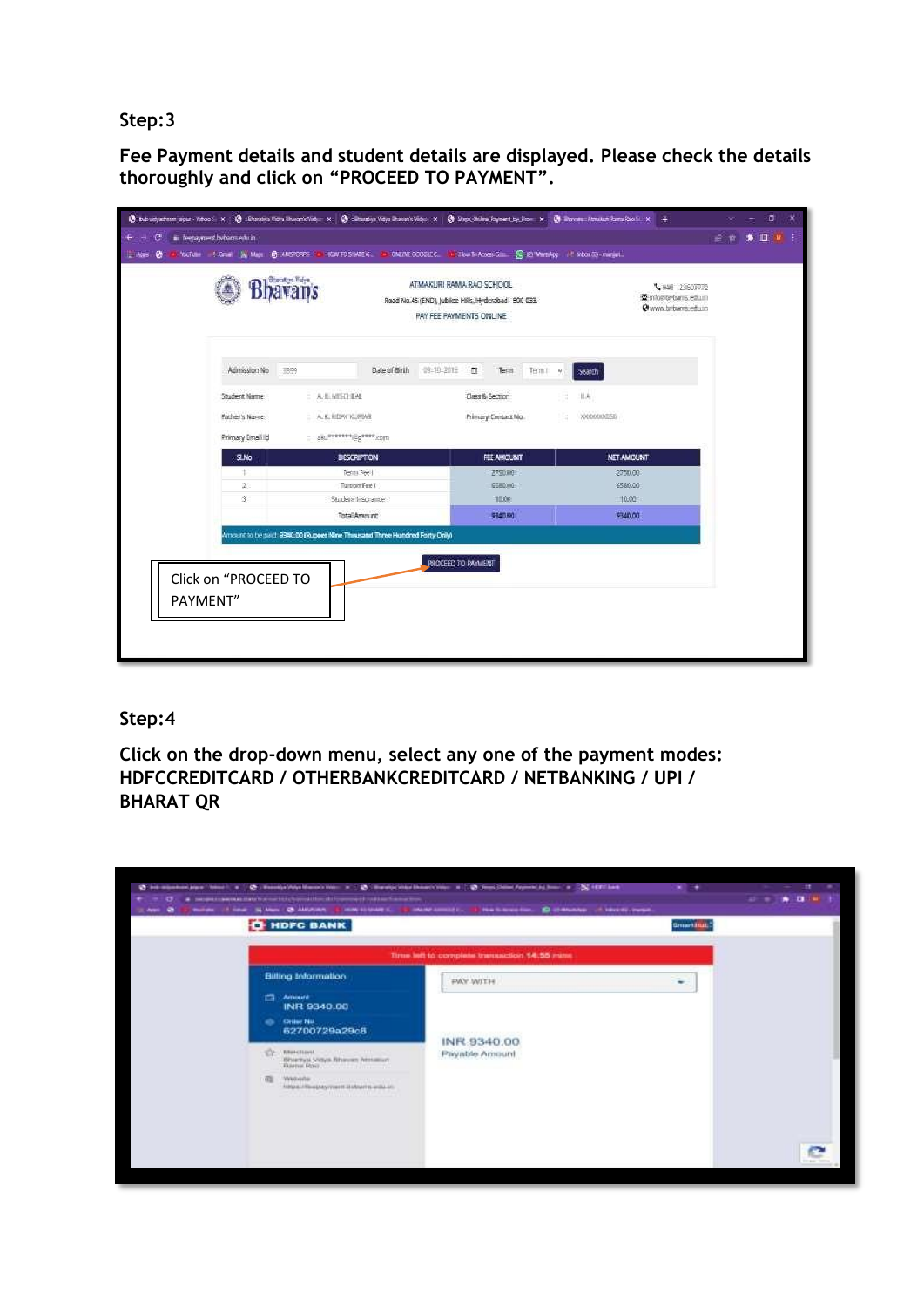Step:3

**Fee Payment details and student details are displayed. Please check the details thoroughly and click on "PROCEED TO PAYMENT".**

Click on "PROCEED TO PAYMENT"

Step:4

**Click on the drop-down menu, select any one of the payment modes: HDFCCREDITCARD / OTHERBANKCREDITCARD / NETBANKING / UPI / BHARAT QR**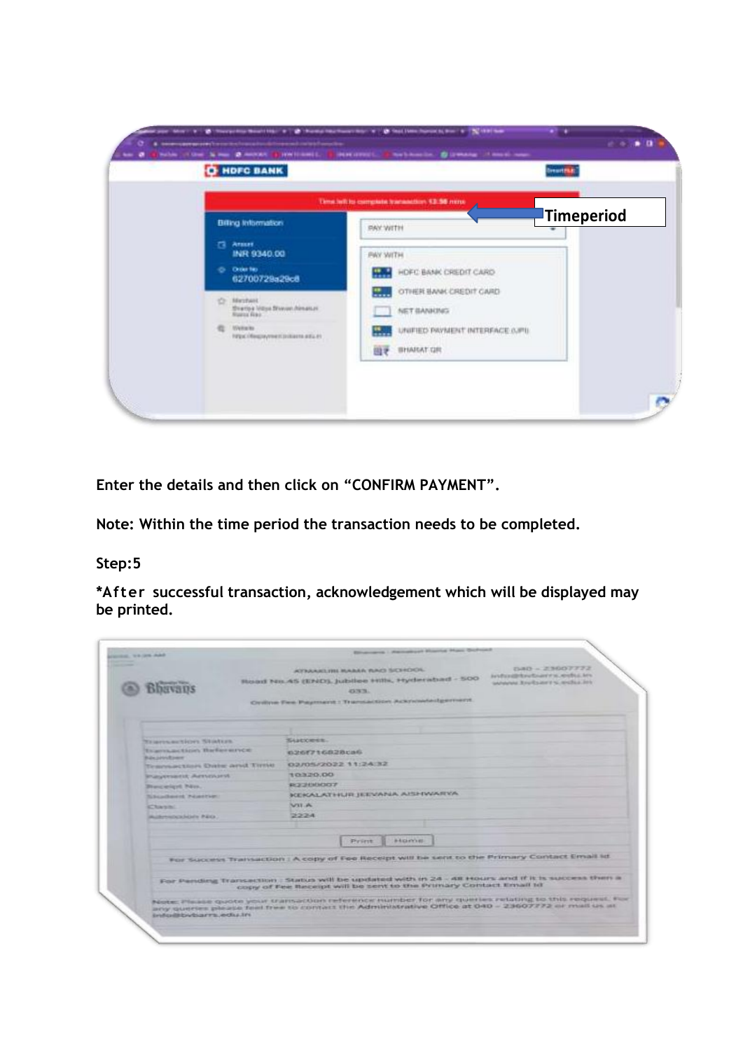Enter the details and then click on “CONFIRM PAYMENT”.

Note: Within the time period the transaction needs to be completed.

Step:5

*After successful transaction, acknowledgement which will be displayed may be printed.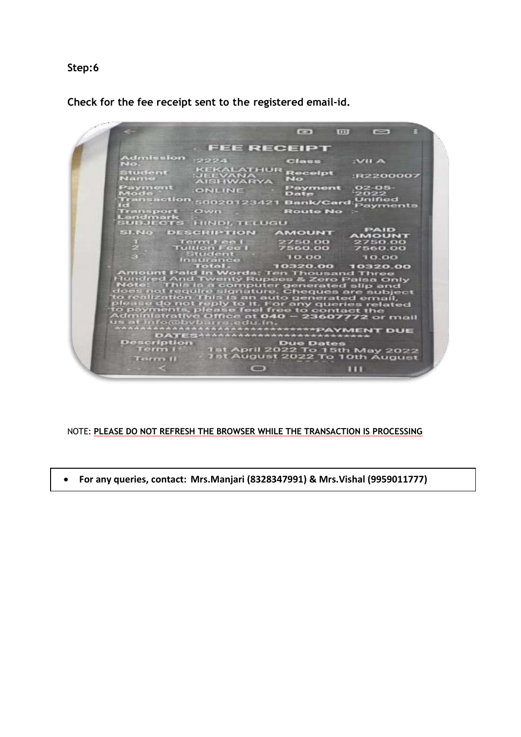**Step:6**

**Check for the fee receipt sent to the registered email-id.**

FEE RECEIPT

| | | | |
|---|---|---|---|
| Admission No. | :2224 | Class | :VII A |
| Student Name | :KEKALATHUR JEEVANA AISHWARYA | Receipt No | :R2200007 |
| Payment Mode | :ONLINE | Payment Date | :02-05-2022 |
| Transaction Id | :50020123421 | Bank/Card | :Unified Payments |
| Transport | :Own | Route No | :- |
| Landmark | :- | | |
| SUBJECTS | :HINDI, TELUGU | | |

| Sl.No | DESCRIPTION | AMOUNT | PAID AMOUNT |
|---|---|---|---|
| 1 | Term Fee I | 2750.00 | 2750.00 |
| 2 | Tuition Fee I | 7560.00 | 7560.00 |
| 3 | Student Insurance | 10.00 | 10.00 |
| | Total . | 10320.00 | 10320.00 |

Amount Paid In Words: Ten Thousand Three Hundred And Twenty Rupees & Zero Paisa Only

Note: This is a computer generated slip and does not require signature. Cheques are subject to realization. This is an auto generated email, please do not reply to it. For any queries related to payments, please feel free to contact the Administrative Office at 040 – 23607772 or mail us at info@bvbarrc.edu.in.

*******************************PAYMENT DUE DATES**************************

| Description | Due Dates |
|---|---|
| Term I | 1st April 2022 To 15th May 2022 |
| Term II | 1st August 2022 To 10th August |

NOTE: **PLEASE DO NOT REFRESH THE BROWSER WHILE THE TRANSACTION IS PROCESSING**

- **For any queries, contact: Mrs.Manjari (8328347991) & Mrs.Vishal (9959011777)**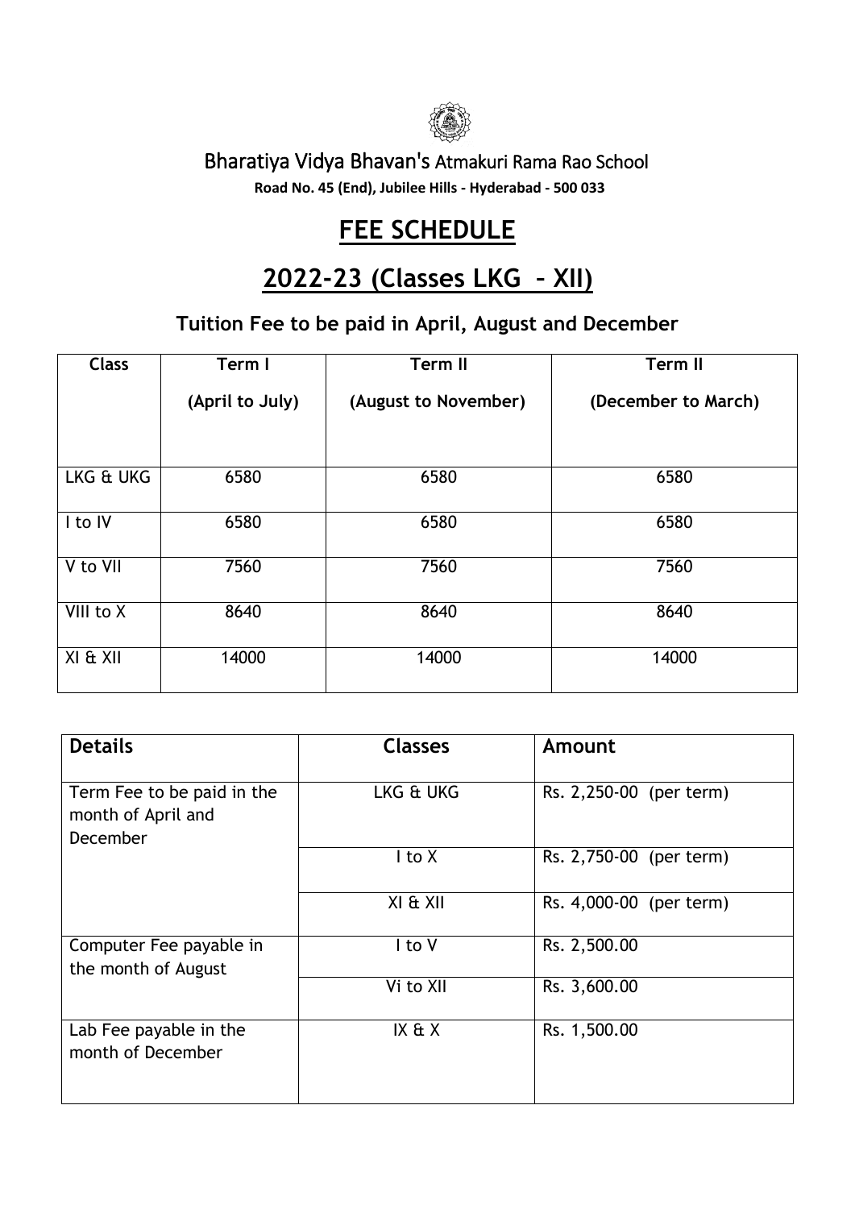Bharatiya Vidya Bhavan's Atmakuri Rama Rao School

**Road No. 45 (End), Jubilee Hills - Hyderabad - 500 033**

# FEE SCHEDULE

# 2022-23 (Classes LKG – XII)

### Tuition Fee to be paid in April, August and December

| Class | Term I (April to July) | Term II (August to November) | Term II (December to March) |
|---|---|---|---|
| LKG & UKG | 6580 | 6580 | 6580 |
| I to IV | 6580 | 6580 | 6580 |
| V to VII | 7560 | 7560 | 7560 |
| VIII to X | 8640 | 8640 | 8640 |
| XI & XII | 14000 | 14000 | 14000 |

| Details | Classes | Amount |
|---|---|---|
| Term Fee to be paid in the month of April and December | LKG & UKG | Rs. 2,250-00 (per term) |
| | I to X | Rs. 2,750-00 (per term) |
| | XI & XII | Rs. 4,000-00 (per term) |
| Computer Fee payable in the month of August | I to V | Rs. 2,500.00 |
| | Vi to XII | Rs. 3,600.00 |
| Lab Fee payable in the month of December | IX & X | Rs. 1,500.00 |